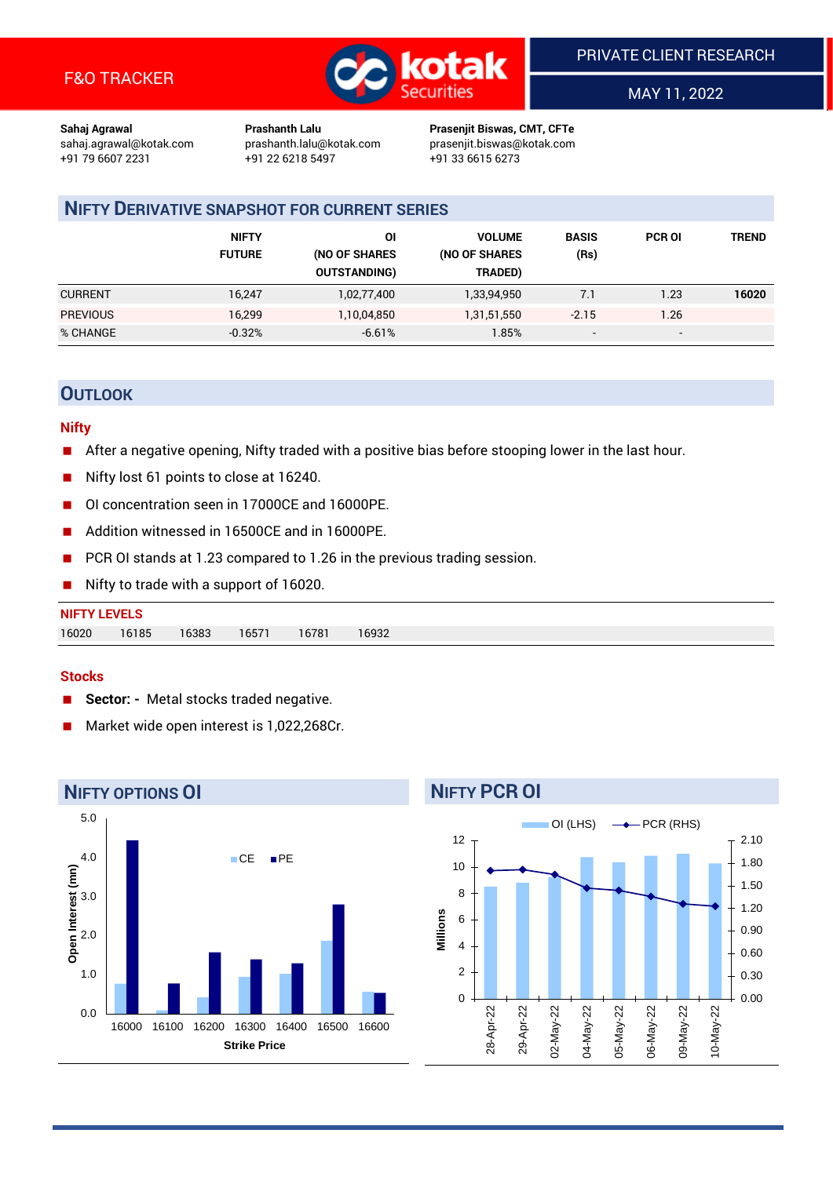F&O TRACKER

PRIVATE CLIENT RESEARCH

MAY 11, 2022

**Sahaj Agrawal**
sahaj.agrawal@kotak.com
+91 79 6607 2231

**Prashanth Lalu**
prashanth.lalu@kotak.com
+91 22 6218 5497

**Prasenjit Biswas, CMT, CFTe**
prasenjit.biswas@kotak.com
+91 33 6615 6273

## NIFTY DERIVATIVE SNAPSHOT FOR CURRENT SERIES

| | NIFTY FUTURE | OI (NO OF SHARES OUTSTANDING) | VOLUME (NO OF SHARES TRADED) | BASIS (Rs) | PCR OI | TREND |
|---|---|---|---|---|---|---|
| CURRENT | 16,247 | 1,02,77,400 | 1,33,94,950 | 7.1 | 1.23 | **16020** |
| PREVIOUS | 16,299 | 1,10,04,850 | 1,31,51,550 | -2.15 | 1.26 | |
| % CHANGE | -0.32% | -6.61% | 1.85% | - | - | |

## OUTLOOK

### Nifty

- After a negative opening, Nifty traded with a positive bias before stooping lower in the last hour.
- Nifty lost 61 points to close at 16240.
- OI concentration seen in 17000CE and 16000PE.
- Addition witnessed in 16500CE and in 16000PE.
- PCR OI stands at 1.23 compared to 1.26 in the previous trading session.
- Nifty to trade with a support of 16020.

**NIFTY LEVELS**

| 16020 | 16185 | 16383 | 16571 | 16781 | 16932 |
|---|---|---|---|---|---|

### Stocks

- **Sector: -** Metal stocks traded negative.
- Market wide open interest is 1,022,268Cr.

## NIFTY OPTIONS OI

| Strike Price | 16000 | 16100 | 16200 | 16300 | 16400 | 16500 | 16600 |
|---|---|---|---|---|---|---|---|
| CE (Open Interest, mn) | 0.8 | 0.1 | 0.4 | 0.9 | 1.0 | 1.9 | 0.6 |
| PE (Open Interest, mn) | 4.4 | 0.8 | 1.6 | 1.4 | 1.3 | 2.8 | 0.5 |

## NIFTY PCR OI

| Date | 28-Apr-22 | 29-Apr-22 | 02-May-22 | 04-May-22 | 05-May-22 | 06-May-22 | 09-May-22 | 10-May-22 |
|---|---|---|---|---|---|---|---|---|
| OI (LHS, Millions) | 8.5 | 8.8 | 9.3 | 10.8 | 10.4 | 10.9 | 11.0 | 10.3 |
| PCR (RHS) | 1.68 | 1.69 | 1.63 | 1.45 | 1.42 | 1.34 | 1.24 | 1.21 |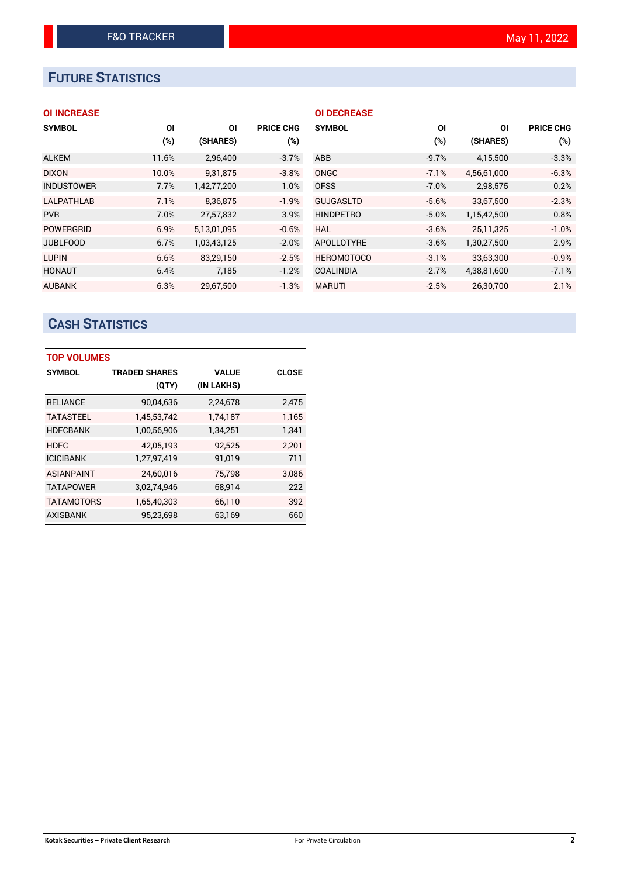# Future Statistics

### OI INCREASE

| SYMBOL | OI (%) | OI (SHARES) | PRICE CHG (%) |
|---|---|---|---|
| ALKEM | 11.6% | 2,96,400 | -3.7% |
| DIXON | 10.0% | 9,31,875 | -3.8% |
| INDUSTOWER | 7.7% | 1,42,77,200 | 1.0% |
| LALPATHLAB | 7.1% | 8,36,875 | -1.9% |
| PVR | 7.0% | 27,57,832 | 3.9% |
| POWERGRID | 6.9% | 5,13,01,095 | -0.6% |
| JUBLFOOD | 6.7% | 1,03,43,125 | -2.0% |
| LUPIN | 6.6% | 83,29,150 | -2.5% |
| HONAUT | 6.4% | 7,185 | -1.2% |
| AUBANK | 6.3% | 29,67,500 | -1.3% |

### OI DECREASE

| SYMBOL | OI (%) | OI (SHARES) | PRICE CHG (%) |
|---|---|---|---|
| ABB | -9.7% | 4,15,500 | -3.3% |
| ONGC | -7.1% | 4,56,61,000 | -6.3% |
| OFSS | -7.0% | 2,98,575 | 0.2% |
| GUJGASLTD | -5.6% | 33,67,500 | -2.3% |
| HINDPETRO | -5.0% | 1,15,42,500 | 0.8% |
| HAL | -3.6% | 25,11,325 | -1.0% |
| APOLLOTYRE | -3.6% | 1,30,27,500 | 2.9% |
| HEROMOTOCO | -3.1% | 33,63,300 | -0.9% |
| COALINDIA | -2.7% | 4,38,81,600 | -7.1% |
| MARUTI | -2.5% | 26,30,700 | 2.1% |

# Cash Statistics

### TOP VOLUMES

| SYMBOL | TRADED SHARES (QTY) | VALUE (IN LAKHS) | CLOSE |
|---|---|---|---|
| RELIANCE | 90,04,636 | 2,24,678 | 2,475 |
| TATASTEEL | 1,45,53,742 | 1,74,187 | 1,165 |
| HDFCBANK | 1,00,56,906 | 1,34,251 | 1,341 |
| HDFC | 42,05,193 | 92,525 | 2,201 |
| ICICIBANK | 1,27,97,419 | 91,019 | 711 |
| ASIANPAINT | 24,60,016 | 75,798 | 3,086 |
| TATAPOWER | 3,02,74,946 | 68,914 | 222 |
| TATAMOTORS | 1,65,40,303 | 66,110 | 392 |
| AXISBANK | 95,23,698 | 63,169 | 660 |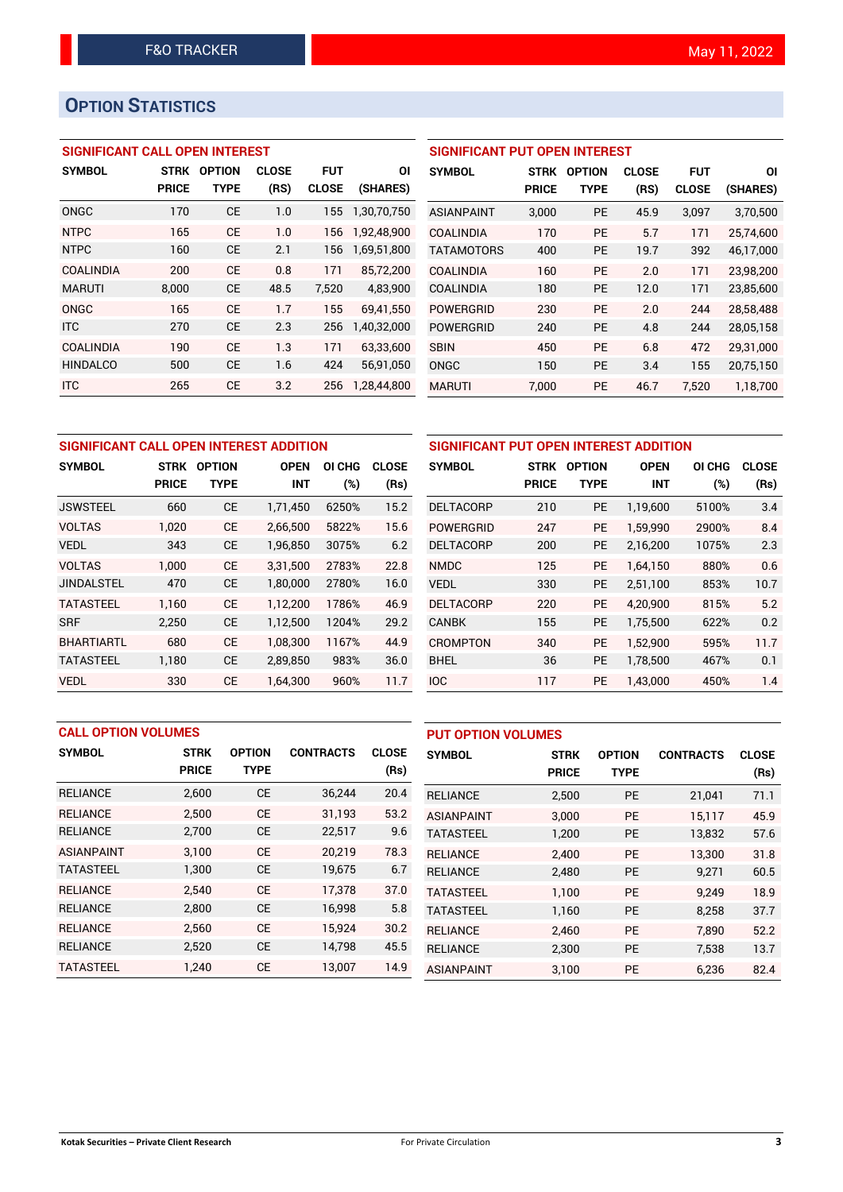## OPTION STATISTICS

### SIGNIFICANT CALL OPEN INTEREST

| SYMBOL | STRK PRICE | OPTION TYPE | CLOSE (RS) | FUT CLOSE | OI (SHARES) |
|---|---|---|---|---|---|
| ONGC | 170 | CE | 1.0 | 155 | 1,30,70,750 |
| NTPC | 165 | CE | 1.0 | 156 | 1,92,48,900 |
| NTPC | 160 | CE | 2.1 | 156 | 1,69,51,800 |
| COALINDIA | 200 | CE | 0.8 | 171 | 85,72,200 |
| MARUTI | 8,000 | CE | 48.5 | 7,520 | 4,83,900 |
| ONGC | 165 | CE | 1.7 | 155 | 69,41,550 |
| ITC | 270 | CE | 2.3 | 256 | 1,40,32,000 |
| COALINDIA | 190 | CE | 1.3 | 171 | 63,33,600 |
| HINDALCO | 500 | CE | 1.6 | 424 | 56,91,050 |
| ITC | 265 | CE | 3.2 | 256 | 1,28,44,800 |

### SIGNIFICANT PUT OPEN INTEREST

| SYMBOL | STRK PRICE | OPTION TYPE | CLOSE (RS) | FUT CLOSE | OI (SHARES) |
|---|---|---|---|---|---|
| ASIANPAINT | 3,000 | PE | 45.9 | 3,097 | 3,70,500 |
| COALINDIA | 170 | PE | 5.7 | 171 | 25,74,600 |
| TATAMOTORS | 400 | PE | 19.7 | 392 | 46,17,000 |
| COALINDIA | 160 | PE | 2.0 | 171 | 23,98,200 |
| COALINDIA | 180 | PE | 12.0 | 171 | 23,85,600 |
| POWERGRID | 230 | PE | 2.0 | 244 | 28,58,488 |
| POWERGRID | 240 | PE | 4.8 | 244 | 28,05,158 |
| SBIN | 450 | PE | 6.8 | 472 | 29,31,000 |
| ONGC | 150 | PE | 3.4 | 155 | 20,75,150 |
| MARUTI | 7,000 | PE | 46.7 | 7,520 | 1,18,700 |

### SIGNIFICANT CALL OPEN INTEREST ADDITION

| SYMBOL | STRK PRICE | OPTION TYPE | OPEN INT | OI CHG (%) | CLOSE (Rs) |
|---|---|---|---|---|---|
| JSWSTEEL | 660 | CE | 1,71,450 | 6250% | 15.2 |
| VOLTAS | 1,020 | CE | 2,66,500 | 5822% | 15.6 |
| VEDL | 343 | CE | 1,96,850 | 3075% | 6.2 |
| VOLTAS | 1,000 | CE | 3,31,500 | 2783% | 22.8 |
| JINDALSTEL | 470 | CE | 1,80,000 | 2780% | 16.0 |
| TATASTEEL | 1,160 | CE | 1,12,200 | 1786% | 46.9 |
| SRF | 2,250 | CE | 1,12,500 | 1204% | 29.2 |
| BHARTIARTL | 680 | CE | 1,08,300 | 1167% | 44.9 |
| TATASTEEL | 1,180 | CE | 2,89,850 | 983% | 36.0 |
| VEDL | 330 | CE | 1,64,300 | 960% | 11.7 |

### SIGNIFICANT PUT OPEN INTEREST ADDITION

| SYMBOL | STRK PRICE | OPTION TYPE | OPEN INT | OI CHG (%) | CLOSE (Rs) |
|---|---|---|---|---|---|
| DELTACORP | 210 | PE | 1,19,600 | 5100% | 3.4 |
| POWERGRID | 247 | PE | 1,59,990 | 2900% | 8.4 |
| DELTACORP | 200 | PE | 2,16,200 | 1075% | 2.3 |
| NMDC | 125 | PE | 1,64,150 | 880% | 0.6 |
| VEDL | 330 | PE | 2,51,100 | 853% | 10.7 |
| DELTACORP | 220 | PE | 4,20,900 | 815% | 5.2 |
| CANBK | 155 | PE | 1,75,500 | 622% | 0.2 |
| CROMPTON | 340 | PE | 1,52,900 | 595% | 11.7 |
| BHEL | 36 | PE | 1,78,500 | 467% | 0.1 |
| IOC | 117 | PE | 1,43,000 | 450% | 1.4 |

### CALL OPTION VOLUMES

| SYMBOL | STRK PRICE | OPTION TYPE | CONTRACTS | CLOSE (Rs) |
|---|---|---|---|---|
| RELIANCE | 2,600 | CE | 36,244 | 20.4 |
| RELIANCE | 2,500 | CE | 31,193 | 53.2 |
| RELIANCE | 2,700 | CE | 22,517 | 9.6 |
| ASIANPAINT | 3,100 | CE | 20,219 | 78.3 |
| TATASTEEL | 1,300 | CE | 19,675 | 6.7 |
| RELIANCE | 2,540 | CE | 17,378 | 37.0 |
| RELIANCE | 2,800 | CE | 16,998 | 5.8 |
| RELIANCE | 2,560 | CE | 15,924 | 30.2 |
| RELIANCE | 2,520 | CE | 14,798 | 45.5 |
| TATASTEEL | 1,240 | CE | 13,007 | 14.9 |

### PUT OPTION VOLUMES

| SYMBOL | STRK PRICE | OPTION TYPE | CONTRACTS | CLOSE (Rs) |
|---|---|---|---|---|
| RELIANCE | 2,500 | PE | 21,041 | 71.1 |
| ASIANPAINT | 3,000 | PE | 15,117 | 45.9 |
| TATASTEEL | 1,200 | PE | 13,832 | 57.6 |
| RELIANCE | 2,400 | PE | 13,300 | 31.8 |
| RELIANCE | 2,480 | PE | 9,271 | 60.5 |
| TATASTEEL | 1,100 | PE | 9,249 | 18.9 |
| TATASTEEL | 1,160 | PE | 8,258 | 37.7 |
| RELIANCE | 2,460 | PE | 7,890 | 52.2 |
| RELIANCE | 2,300 | PE | 7,538 | 13.7 |
| ASIANPAINT | 3,100 | PE | 6,236 | 82.4 |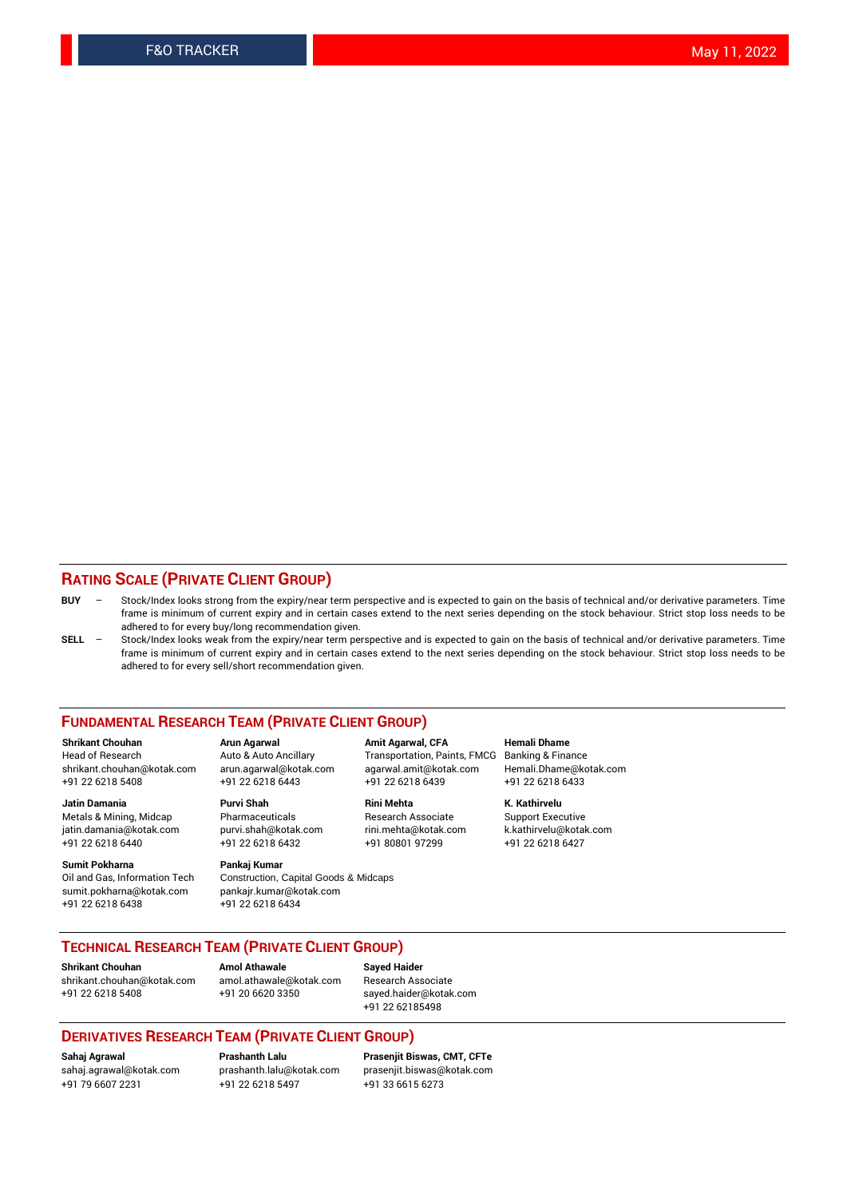## RATING SCALE (PRIVATE CLIENT GROUP)

**BUY** – Stock/Index looks strong from the expiry/near term perspective and is expected to gain on the basis of technical and/or derivative parameters. Time frame is minimum of current expiry and in certain cases extend to the next series depending on the stock behaviour. Strict stop loss needs to be adhered to for every buy/long recommendation given.

**SELL** – Stock/Index looks weak from the expiry/near term perspective and is expected to gain on the basis of technical and/or derivative parameters. Time frame is minimum of current expiry and in certain cases extend to the next series depending on the stock behaviour. Strict stop loss needs to be adhered to for every sell/short recommendation given.

## FUNDAMENTAL RESEARCH TEAM (PRIVATE CLIENT GROUP)

**Shrikant Chouhan**
Head of Research
shrikant.chouhan@kotak.com
+91 22 6218 5408

**Arun Agarwal**
Auto & Auto Ancillary
arun.agarwal@kotak.com
+91 22 6218 6443

**Amit Agarwal, CFA**
Transportation, Paints, FMCG
agarwal.amit@kotak.com
+91 22 6218 6439

**Hemali Dhame**
Banking & Finance
Hemali.Dhame@kotak.com
+91 22 6218 6433

**Jatin Damania**
Metals & Mining, Midcap
jatin.damania@kotak.com
+91 22 6218 6440

**Purvi Shah**
Pharmaceuticals
purvi.shah@kotak.com
+91 22 6218 6432

**Rini Mehta**
Research Associate
rini.mehta@kotak.com
+91 80801 97299

**K. Kathirvelu**
Support Executive
k.kathirvelu@kotak.com
+91 22 6218 6427

**Sumit Pokharna**
Oil and Gas, Information Tech
sumit.pokharna@kotak.com
+91 22 6218 6438

**Pankaj Kumar**
Construction, Capital Goods & Midcaps
pankajr.kumar@kotak.com
+91 22 6218 6434

## TECHNICAL RESEARCH TEAM (PRIVATE CLIENT GROUP)

**Shrikant Chouhan**
shrikant.chouhan@kotak.com
+91 22 6218 5408

**Amol Athawale**
amol.athawale@kotak.com
+91 20 6620 3350

**Sayed Haider**
Research Associate
sayed.haider@kotak.com
+91 22 62185498

## DERIVATIVES RESEARCH TEAM (PRIVATE CLIENT GROUP)

**Sahaj Agrawal**
sahaj.agrawal@kotak.com
+91 79 6607 2231

**Prashanth Lalu**
prashanth.lalu@kotak.com
+91 22 6218 5497

**Prasenjit Biswas, CMT, CFTe**
prasenjit.biswas@kotak.com
+91 33 6615 6273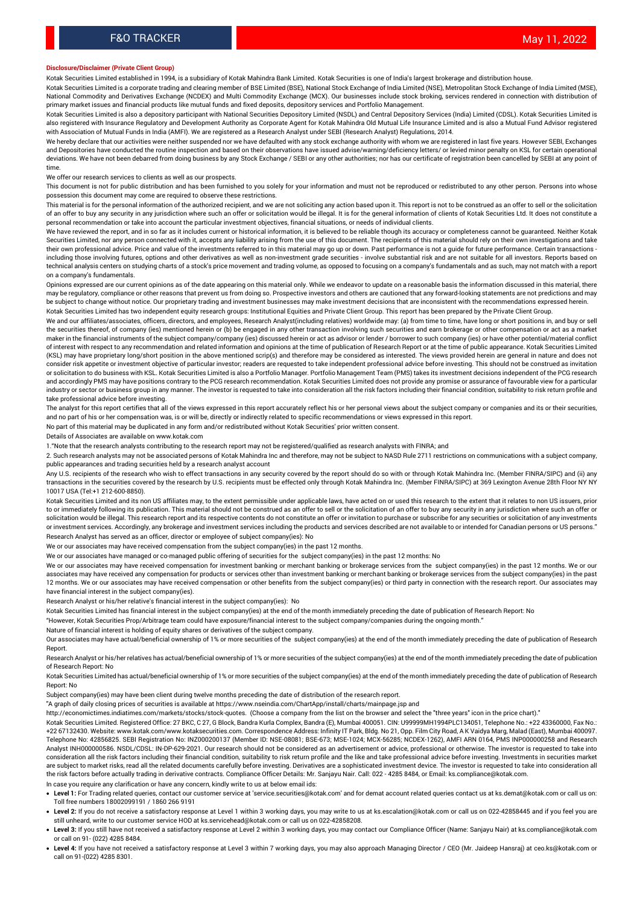**Disclosure/Disclaimer (Private Client Group)**

Kotak Securities Limited established in 1994, is a subsidiary of Kotak Mahindra Bank Limited. Kotak Securities is one of India's largest brokerage and distribution house.

Kotak Securities Limited is a corporate trading and clearing member of BSE Limited (BSE), National Stock Exchange of India Limited (NSE), Metropolitan Stock Exchange of India Limited (MSE), National Commodity and Derivatives Exchange (NCDEX) and Multi Commodity Exchange (MCX). Our businesses include stock broking, services rendered in connection with distribution of primary market issues and financial products like mutual funds and fixed deposits, depository services and Portfolio Management.

Kotak Securities Limited is also a depository participant with National Securities Depository Limited (NSDL) and Central Depository Services (India) Limited (CDSL). Kotak Securities Limited is also registered with Insurance Regulatory and Development Authority as Corporate Agent for Kotak Mahindra Old Mutual Life Insurance Limited and is also a Mutual Fund Advisor registered with Association of Mutual Funds in India (AMFI). We are registered as a Research Analyst under SEBI (Research Analyst) Regulations, 2014.

We hereby declare that our activities were neither suspended nor we have defaulted with any stock exchange authority with whom we are registered in last five years. However SEBI, Exchanges and Depositories have conducted the routine inspection and based on their observations have issued advise/warning/deficiency letters/ or levied minor penalty on KSL for certain operational deviations. We have not been debarred from doing business by any Stock Exchange / SEBI or any other authorities; nor has our certificate of registration been cancelled by SEBI at any point of time.

We offer our research services to clients as well as our prospects.

This document is not for public distribution and has been furnished to you solely for your information and must not be reproduced or redistributed to any other person. Persons into whose possession this document may come are required to observe these restrictions.

This material is for the personal information of the authorized recipient, and we are not soliciting any action based upon it. This report is not to be construed as an offer to sell or the solicitation of an offer to buy any security in any jurisdiction where such an offer or solicitation would be illegal. It is for the general information of clients of Kotak Securities Ltd. It does not constitute a personal recommendation or take into account the particular investment objectives, financial situations, or needs of individual clients.

We have reviewed the report, and in so far as it includes current or historical information, it is believed to be reliable though its accuracy or completeness cannot be guaranteed. Neither Kotak Securities Limited, nor any person connected with it, accepts any liability arising from the use of this document. The recipients of this material should rely on their own investigations and take their own professional advice. Price and value of the investments referred to in this material may go up or down. Past performance is not a guide for future performance. Certain transactions - including those involving futures, options and other derivatives as well as non-investment grade securities - involve substantial risk and are not suitable for all investors. Reports based on technical analysis centers on studying charts of a stock's price movement and trading volume, as opposed to focusing on a company's fundamentals and as such, may not match with a report on a company's fundamentals.

Opinions expressed are our current opinions as of the date appearing on this material only. While we endeavor to update on a reasonable basis the information discussed in this material, there may be regulatory, compliance or other reasons that prevent us from doing so. Prospective investors and others are cautioned that any forward-looking statements are not predictions and may be subject to change without notice. Our proprietary trading and investment businesses may make investment decisions that are inconsistent with the recommendations expressed herein.

Kotak Securities Limited has two independent equity research groups: Institutional Equities and Private Client Group. This report has been prepared by the Private Client Group.

We and our affiliates/associates, officers, directors, and employees, Research Analyst(including relatives) worldwide may: (a) from time to time, have long or short positions in, and buy or sell the securities thereof, of company (ies) mentioned herein or (b) be engaged in any other transaction involving such securities and earn brokerage or other compensation or act as a market maker in the financial instruments of the subject company/company (ies) discussed herein or act as advisor or lender / borrower to such company (ies) or have other potential/material conflict of interest with respect to any recommendation and related information and opinions at the time of publication of Research Report or at the time of public appearance. Kotak Securities Limited (KSL) may have proprietary long/short position in the above mentioned scrip(s) and therefore may be considered as interested. The views provided herein are general in nature and does not consider risk appetite or investment objective of particular investor; readers are requested to take independent professional advice before investing. This should not be construed as invitation or solicitation to do business with KSL. Kotak Securities Limited is also a Portfolio Manager. Portfolio Management Team (PMS) takes its investment decisions independent of the PCG research and accordingly PMS may have positions contrary to the PCG research recommendation. Kotak Securities Limited does not provide any promise or assurance of favourable view for a particular industry or sector or business group in any manner. The investor is requested to take into consideration all the risk factors including their financial condition, suitability to risk return profile and take professional advice before investing.

The analyst for this report certifies that all of the views expressed in this report accurately reflect his or her personal views about the subject company or companies and its or their securities, and no part of his or her compensation was, is or will be, directly or indirectly related to specific recommendations or views expressed in this report.

No part of this material may be duplicated in any form and/or redistributed without Kotak Securities' prior written consent.

Details of Associates are available on www.kotak.com

1."Note that the research analysts contributing to the research report may not be registered/qualified as research analysts with FINRA; and

2. Such research analysts may not be associated persons of Kotak Mahindra Inc and therefore, may not be subject to NASD Rule 2711 restrictions on communications with a subject company, public appearances and trading securities held by a research analyst account

Any U.S. recipients of the research who wish to effect transactions in any security covered by the report should do so with or through Kotak Mahindra Inc. (Member FINRA/SIPC) and (ii) any transactions in the securities covered by the research by U.S. recipients must be effected only through Kotak Mahindra Inc. (Member FINRA/SIPC) at 369 Lexington Avenue 28th Floor NY NY 10017 USA (Tel:+1 212-600-8850).

Kotak Securities Limited and its non US affiliates may, to the extent permissible under applicable laws, have acted on or used this research to the extent that it relates to non US issuers, prior to or immediately following its publication. This material should not be construed as an offer to sell or the solicitation of an offer to buy any security in any jurisdiction where such an offer or solicitation would be illegal. This research report and its respective contents do not constitute an offer or invitation to purchase or subscribe for any securities or solicitation of any investments or investment services. Accordingly, any brokerage and investment services including the products and services described are not available to or intended for Canadian persons or US persons."

Research Analyst has served as an officer, director or employee of subject company(ies): No

We or our associates may have received compensation from the subject company(ies) in the past 12 months.

We or our associates have managed or co-managed public offering of securities for the subject company(ies) in the past 12 months: No

We or our associates may have received compensation for investment banking or merchant banking or brokerage services from the subject company(ies) in the past 12 months. We or our associates may have received any compensation for products or services other than investment banking or merchant banking or brokerage services from the subject company(ies) in the past 12 months. We or our associates may have received compensation or other benefits from the subject company(ies) or third party in connection with the research report. Our associates may have financial interest in the subject company(ies).

Research Analyst or his/her relative's financial interest in the subject company(ies): No

Kotak Securities Limited has financial interest in the subject company(ies) at the end of the month immediately preceding the date of publication of Research Report: No

"However, Kotak Securities Prop/Arbitrage team could have exposure/financial interest to the subject company/companies during the ongoing month."

Nature of financial interest is holding of equity shares or derivatives of the subject company.

Our associates may have actual/beneficial ownership of 1% or more securities of the subject company(ies) at the end of the month immediately preceding the date of publication of Research Report.

Research Analyst or his/her relatives has actual/beneficial ownership of 1% or more securities of the subject company(ies) at the end of the month immediately preceding the date of publication of Research Report: No

Kotak Securities Limited has actual/beneficial ownership of 1% or more securities of the subject company(ies) at the end of the month immediately preceding the date of publication of Research Report: No

Subject company(ies) may have been client during twelve months preceding the date of distribution of the research report.

"A graph of daily closing prices of securities is available at https://www.nseindia.com/ChartApp/install/charts/mainpage.jsp and

http://economictimes.indiatimes.com/markets/stocks/stock-quotes. (Choose a company from the list on the browser and select the "three years" icon in the price chart)."

Kotak Securities Limited. Registered Office: 27 BKC, C 27, G Block, Bandra Kurla Complex, Bandra (E), Mumbai 400051. CIN: U99999MH1994PLC134051, Telephone No.: +22 43360000, Fax No.: +22 67132430. Website: www.kotak.com/www.kotaksecurities.com. Correspondence Address: Infinity IT Park, Bldg. No 21, Opp. Film City Road, A K Vaidya Marg, Malad (East), Mumbai 400097. Telephone No: 42856825. SEBI Registration No: INZ000200137 (Member ID: NSE-08081; BSE-673; MSE-1024; MCX-56285; NCDEX-1262), AMFI ARN 0164, PMS INP000000258 and Research Analyst INH000000586. NSDL/CDSL: IN-DP-629-2021. Our research should not be considered as an advertisement or advice, professional or otherwise. The investor is requested to take into consideration all the risk factors including their financial condition, suitability to risk return profile and the like and take professional advice before investing. Investments in securities market are subject to market risks, read all the related documents carefully before investing. Derivatives are a sophisticated investment device. The investor is requested to take into consideration all the risk factors before actually trading in derivative contracts. Compliance Officer Details: Mr. Sanjayu Nair. Call: 022 - 4285 8484, or Email: ks.compliance@kotak.com.

In case you require any clarification or have any concern, kindly write to us at below email ids:

- **Level 1:** For Trading related queries, contact our customer service at 'service.securities@kotak.com' and for demat account related queries contact us at ks.demat@kotak.com or call us on: Toll free numbers 18002099191 / 1860 266 9191
- **Level 2:** If you do not receive a satisfactory response at Level 1 within 3 working days, you may write to us at ks.escalation@kotak.com or call us on 022-42858445 and if you feel you are still unheard, write to our customer service HOD at ks.servicehead@kotak.com or call us on 022-42858208.
- **Level 3:** If you still have not received a satisfactory response at Level 2 within 3 working days, you may contact our Compliance Officer (Name: Sanjayu Nair) at ks.compliance@kotak.com or call on 91- (022) 4285 8484.
- **Level 4:** If you have not received a satisfactory response at Level 3 within 7 working days, you may also approach Managing Director / CEO (Mr. Jaideep Hansraj) at ceo.ks@kotak.com or call on 91-(022) 4285 8301.